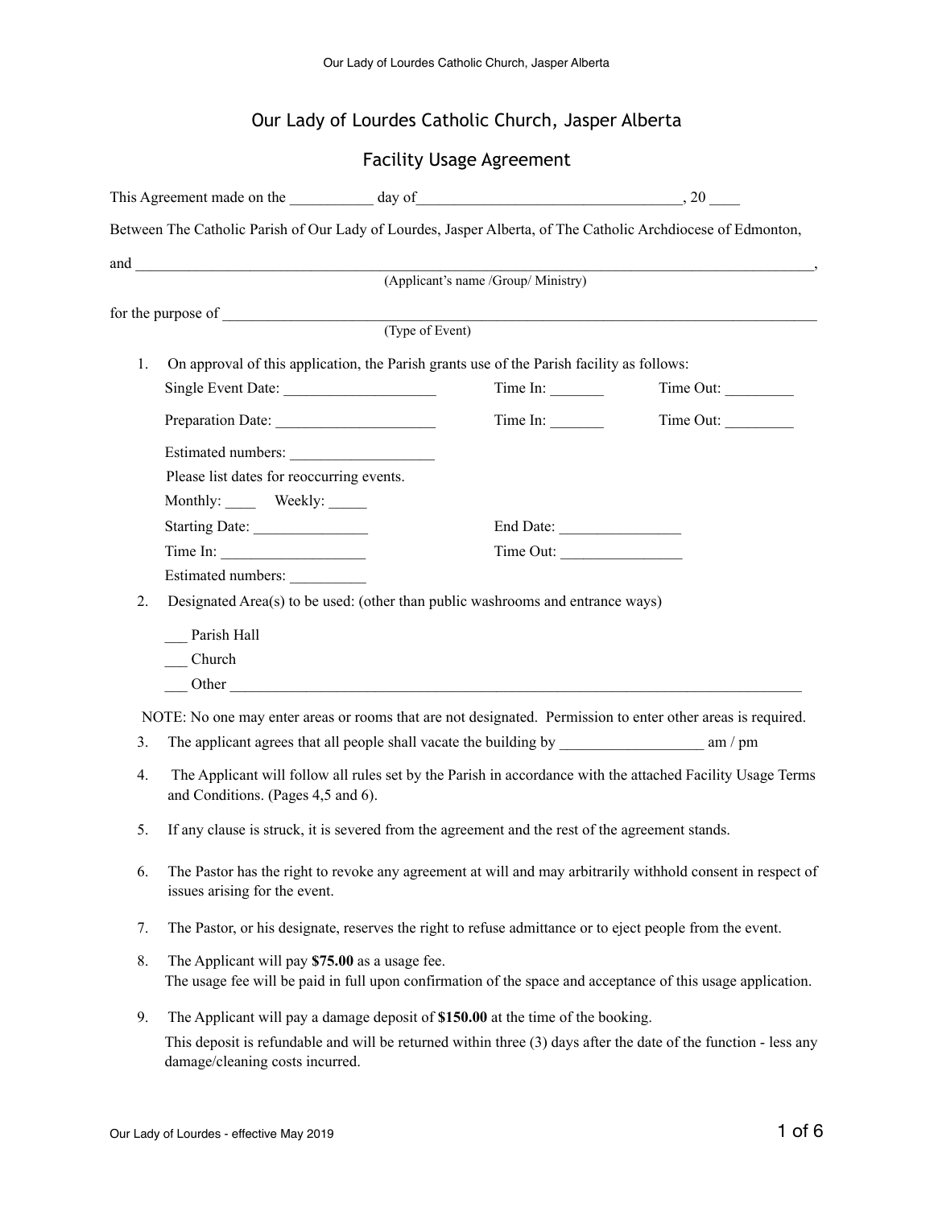# Our Lady of Lourdes Catholic Church, Jasper Alberta

## Facility Usage Agreement

This Agreement made on the ___________ day of__________________________________, 20 ____

Between The Catholic Parish of Our Lady of Lourdes, Jasper Alberta, of The Catholic Archdiocese of Edmonton,

and ____________________________________________________________________________________,
(Applicant's name /Group/ Ministry)

for the purpose of ____________________________________________________________________________
(Type of Event)

1. On approval of this application, the Parish grants use of the Parish facility as follows:

   Single Event Date: ____________________ Time In: _______ Time Out: _________

   Preparation Date: _____________________ Time In: _______ Time Out: _________

   Estimated numbers: ___________________

   Please list dates for reoccurring events.

   Monthly: ____ Weekly: _____

   Starting Date: _______________ End Date: ________________

   Time In: ___________________ Time Out: ________________

   Estimated numbers: __________

2. Designated Area(s) to be used: (other than public washrooms and entrance ways)

   ___ Parish Hall

   ___ Church

   ___ Other _____________________________________________________________________________

NOTE: No one may enter areas or rooms that are not designated. Permission to enter other areas is required.

3. The applicant agrees that all people shall vacate the building by ___________________ am / pm

4. The Applicant will follow all rules set by the Parish in accordance with the attached Facility Usage Terms and Conditions. (Pages 4,5 and 6).

5. If any clause is struck, it is severed from the agreement and the rest of the agreement stands.

6. The Pastor has the right to revoke any agreement at will and may arbitrarily withhold consent in respect of issues arising for the event.

7. The Pastor, or his designate, reserves the right to refuse admittance or to eject people from the event.

8. The Applicant will pay **$75.00** as a usage fee.
   The usage fee will be paid in full upon confirmation of the space and acceptance of this usage application.

9. The Applicant will pay a damage deposit of **$150.00** at the time of the booking.
   This deposit is refundable and will be returned within three (3) days after the date of the function - less any damage/cleaning costs incurred.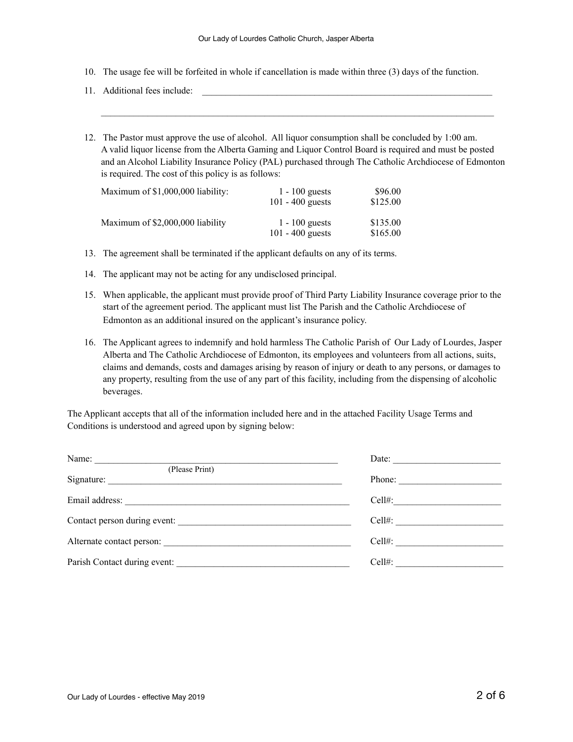10. The usage fee will be forfeited in whole if cancellation is made within three (3) days of the function.

11. Additional fees include: ______________________________________________________________

    ______________________________________________________________________________________

12. The Pastor must approve the use of alcohol. All liquor consumption shall be concluded by 1:00 am. A valid liquor license from the Alberta Gaming and Liquor Control Board is required and must be posted and an Alcohol Liability Insurance Policy (PAL) purchased through The Catholic Archdiocese of Edmonton is required. The cost of this policy is as follows:

| | | |
|---|---|---|
| Maximum of $1,000,000 liability: | 1 - 100 guests | $96.00 |
| | 101 - 400 guests | $125.00 |
| Maximum of $2,000,000 liability | 1 - 100 guests | $135.00 |
| | 101 - 400 guests | $165.00 |

13. The agreement shall be terminated if the applicant defaults on any of its terms.

14. The applicant may not be acting for any undisclosed principal.

15. When applicable, the applicant must provide proof of Third Party Liability Insurance coverage prior to the start of the agreement period. The applicant must list The Parish and the Catholic Archdiocese of Edmonton as an additional insured on the applicant's insurance policy.

16. The Applicant agrees to indemnify and hold harmless The Catholic Parish of Our Lady of Lourdes, Jasper Alberta and The Catholic Archdiocese of Edmonton, its employees and volunteers from all actions, suits, claims and demands, costs and damages arising by reason of injury or death to any persons, or damages to any property, resulting from the use of any part of this facility, including from the dispensing of alcoholic beverages.

The Applicant accepts that all of the information included here and in the attached Facility Usage Terms and Conditions is understood and agreed upon by signing below:

Name: ______________________________________________ Date: ______________________
(Please Print)

Signature: __________________________________________ Phone: _____________________

Email address: ______________________________________ Cell#: ______________________

Contact person during event: _________________________ Cell#: ______________________

Alternate contact person: ____________________________ Cell#: ______________________

Parish Contact during event: _________________________ Cell#: ______________________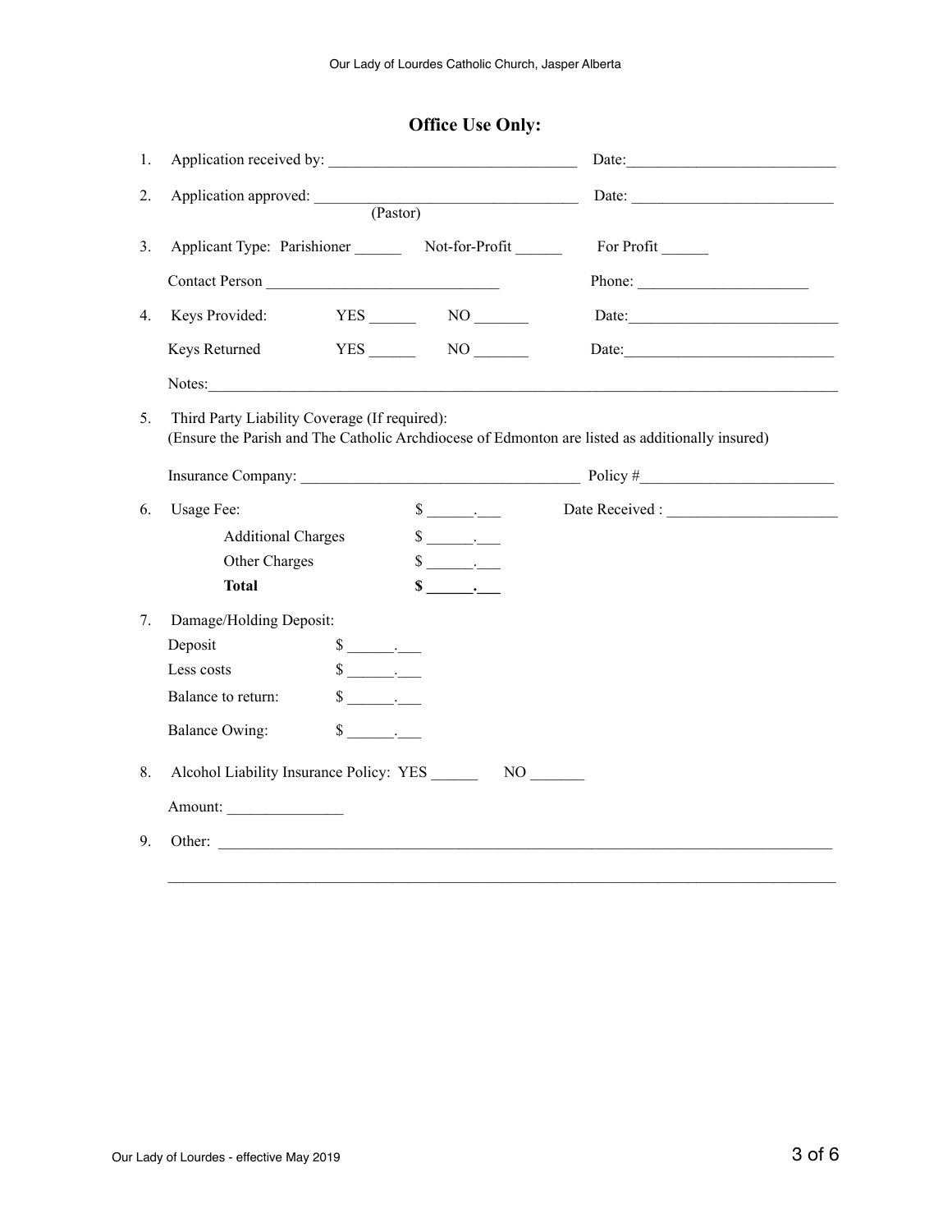## Office Use Only:

1. Application received by: ______________________________ Date: __________________________

2. Application approved: ________________________________ Date: __________________________
   (Pastor)

3. Applicant Type: Parishioner ______ Not-for-Profit ______ For Profit ______

   Contact Person ______________________________ Phone: ______________________

4. Keys Provided: YES ______ NO _______ Date: ___________________________

   Keys Returned YES ______ NO _______ Date: ___________________________

   Notes: ______________________________________________________________________________

5. Third Party Liability Coverage (If required):
   (Ensure the Parish and The Catholic Archdiocese of Edmonton are listed as additionally insured)

   Insurance Company: ___________________________________ Policy #________________________

6. Usage Fee: $ ______.___ Date Received : ______________________

   Additional Charges $ ______.___

   Other Charges $ ______.___

   **Total** **$ ______.___**

7. Damage/Holding Deposit:

   Deposit $ ______.___

   Less costs $ ______.___

   Balance to return: $ ______.___

   Balance Owing: $ ______.___

8. Alcohol Liability Insurance Policy: YES ______ NO _______

   Amount: _______________

9. Other: ______________________________________________________________________________

   ______________________________________________________________________________________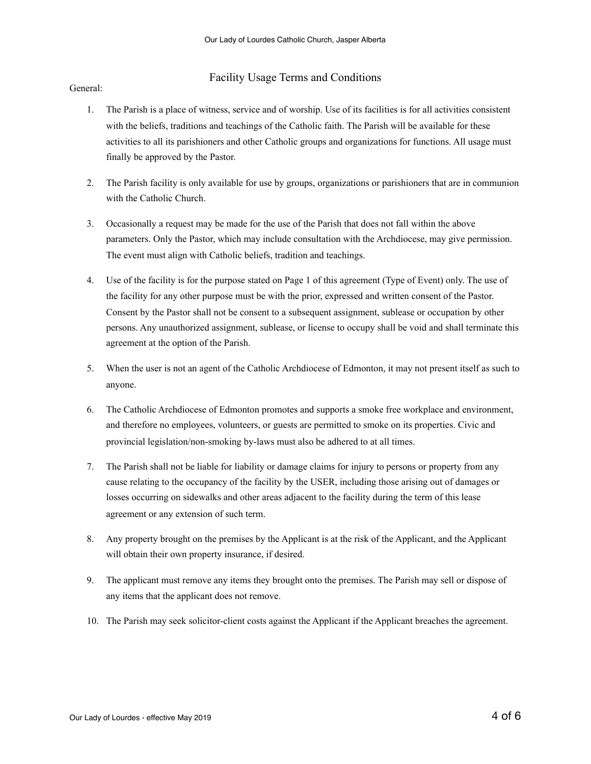## Facility Usage Terms and Conditions

General:

1. The Parish is a place of witness, service and of worship. Use of its facilities is for all activities consistent with the beliefs, traditions and teachings of the Catholic faith. The Parish will be available for these activities to all its parishioners and other Catholic groups and organizations for functions. All usage must finally be approved by the Pastor.

2. The Parish facility is only available for use by groups, organizations or parishioners that are in communion with the Catholic Church.

3. Occasionally a request may be made for the use of the Parish that does not fall within the above parameters. Only the Pastor, which may include consultation with the Archdiocese, may give permission. The event must align with Catholic beliefs, tradition and teachings.

4. Use of the facility is for the purpose stated on Page 1 of this agreement (Type of Event) only. The use of the facility for any other purpose must be with the prior, expressed and written consent of the Pastor. Consent by the Pastor shall not be consent to a subsequent assignment, sublease or occupation by other persons. Any unauthorized assignment, sublease, or license to occupy shall be void and shall terminate this agreement at the option of the Parish.

5. When the user is not an agent of the Catholic Archdiocese of Edmonton, it may not present itself as such to anyone.

6. The Catholic Archdiocese of Edmonton promotes and supports a smoke free workplace and environment, and therefore no employees, volunteers, or guests are permitted to smoke on its properties. Civic and provincial legislation/non-smoking by-laws must also be adhered to at all times.

7. The Parish shall not be liable for liability or damage claims for injury to persons or property from any cause relating to the occupancy of the facility by the USER, including those arising out of damages or losses occurring on sidewalks and other areas adjacent to the facility during the term of this lease agreement or any extension of such term.

8. Any property brought on the premises by the Applicant is at the risk of the Applicant, and the Applicant will obtain their own property insurance, if desired.

9. The applicant must remove any items they brought onto the premises. The Parish may sell or dispose of any items that the applicant does not remove.

10. The Parish may seek solicitor-client costs against the Applicant if the Applicant breaches the agreement.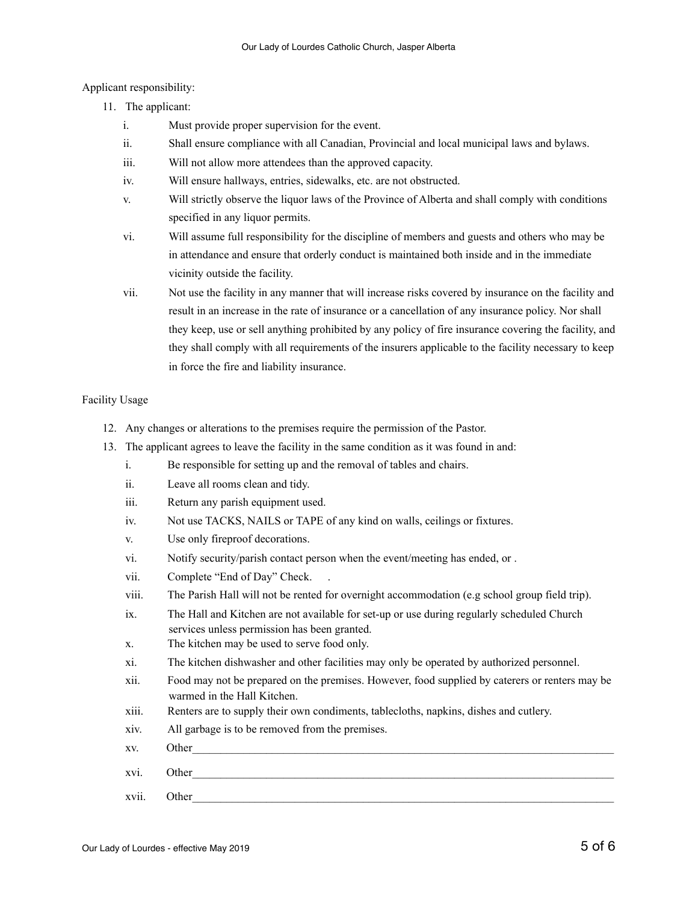Applicant responsibility:

11. The applicant:
    - i. Must provide proper supervision for the event.
    - ii. Shall ensure compliance with all Canadian, Provincial and local municipal laws and bylaws.
    - iii. Will not allow more attendees than the approved capacity.
    - iv. Will ensure hallways, entries, sidewalks, etc. are not obstructed.
    - v. Will strictly observe the liquor laws of the Province of Alberta and shall comply with conditions specified in any liquor permits.
    - vi. Will assume full responsibility for the discipline of members and guests and others who may be in attendance and ensure that orderly conduct is maintained both inside and in the immediate vicinity outside the facility.
    - vii. Not use the facility in any manner that will increase risks covered by insurance on the facility and result in an increase in the rate of insurance or a cancellation of any insurance policy. Nor shall they keep, use or sell anything prohibited by any policy of fire insurance covering the facility, and they shall comply with all requirements of the insurers applicable to the facility necessary to keep in force the fire and liability insurance.

Facility Usage

12. Any changes or alterations to the premises require the permission of the Pastor.
13. The applicant agrees to leave the facility in the same condition as it was found in and:
    - i. Be responsible for setting up and the removal of tables and chairs.
    - ii. Leave all rooms clean and tidy.
    - iii. Return any parish equipment used.
    - iv. Not use TACKS, NAILS or TAPE of any kind on walls, ceilings or fixtures.
    - v. Use only fireproof decorations.
    - vi. Notify security/parish contact person when the event/meeting has ended, or .
    - vii. Complete "End of Day" Check. .
    - viii. The Parish Hall will not be rented for overnight accommodation (e.g school group field trip).
    - ix. The Hall and Kitchen are not available for set-up or use during regularly scheduled Church services unless permission has been granted.
    - x. The kitchen may be used to serve food only.
    - xi. The kitchen dishwasher and other facilities may only be operated by authorized personnel.
    - xii. Food may not be prepared on the premises. However, food supplied by caterers or renters may be warmed in the Hall Kitchen.
    - xiii. Renters are to supply their own condiments, tablecloths, napkins, dishes and cutlery.
    - xiv. All garbage is to be removed from the premises.
    - xv. Other\_\_\_\_\_\_\_\_\_\_\_\_\_\_\_\_\_\_\_\_\_\_\_\_\_\_\_\_\_\_\_\_\_\_\_\_\_\_\_\_
    - xvi. Other\_\_\_\_\_\_\_\_\_\_\_\_\_\_\_\_\_\_\_\_\_\_\_\_\_\_\_\_\_\_\_\_\_\_\_\_\_\_\_\_
    - xvii. Other\_\_\_\_\_\_\_\_\_\_\_\_\_\_\_\_\_\_\_\_\_\_\_\_\_\_\_\_\_\_\_\_\_\_\_\_\_\_\_\_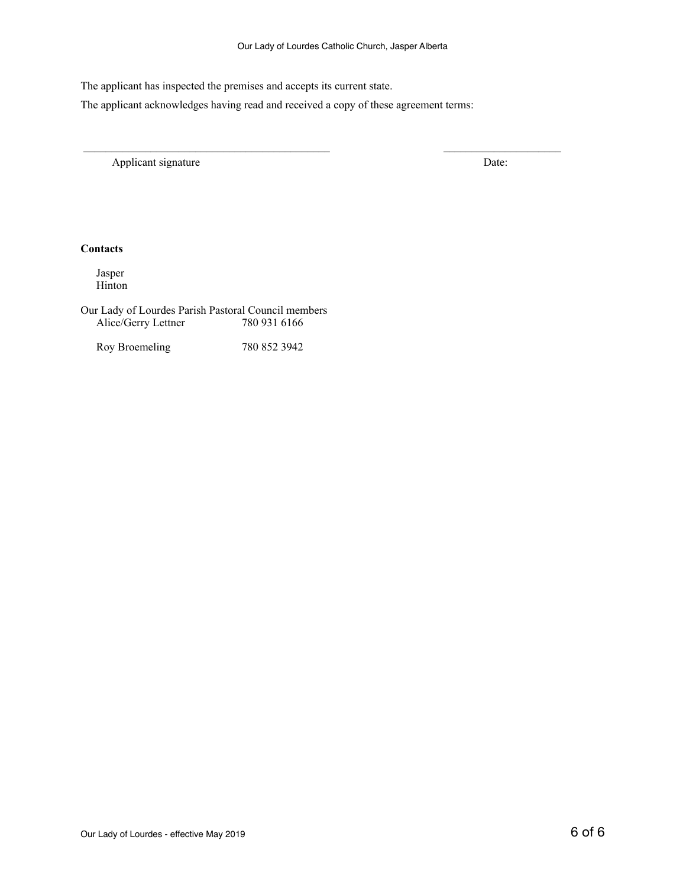The applicant has inspected the premises and accepts its current state.

The applicant acknowledges having read and received a copy of these agreement terms:

_____________________________________________ ______________________

Applicant signature Date:

**Contacts**

Jasper
Hinton

Our Lady of Lourdes Parish Pastoral Council members

| | |
|---|---|
| Alice/Gerry Lettner | 780 931 6166 |
| Roy Broemeling | 780 852 3942 |